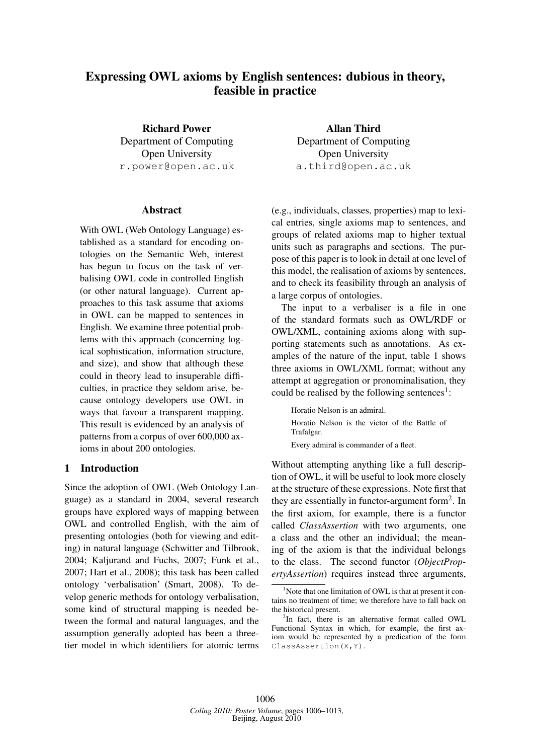# Expressing OWL axioms by English sentences: dubious in theory, feasible in practice

**Richard Power**
Department of Computing
Open University
r.power@open.ac.uk

**Allan Third**
Department of Computing
Open University
a.third@open.ac.uk

## Abstract

With OWL (Web Ontology Language) established as a standard for encoding ontologies on the Semantic Web, interest has begun to focus on the task of verbalising OWL code in controlled English (or other natural language). Current approaches to this task assume that axioms in OWL can be mapped to sentences in English. We examine three potential problems with this approach (concerning logical sophistication, information structure, and size), and show that although these could in theory lead to insuperable difficulties, in practice they seldom arise, because ontology developers use OWL in ways that favour a transparent mapping. This result is evidenced by an analysis of patterns from a corpus of over 600,000 axioms in about 200 ontologies.

## 1 Introduction

Since the adoption of OWL (Web Ontology Language) as a standard in 2004, several research groups have explored ways of mapping between OWL and controlled English, with the aim of presenting ontologies (both for viewing and editing) in natural language (Schwitter and Tilbrook, 2004; Kaljurand and Fuchs, 2007; Funk et al., 2007; Hart et al., 2008); this task has been called ontology 'verbalisation' (Smart, 2008). To develop generic methods for ontology verbalisation, some kind of structural mapping is needed between the formal and natural languages, and the assumption generally adopted has been a three-tier model in which identifiers for atomic terms (e.g., individuals, classes, properties) map to lexical entries, single axioms map to sentences, and groups of related axioms map to higher textual units such as paragraphs and sections. The purpose of this paper is to look in detail at one level of this model, the realisation of axioms by sentences, and to check its feasibility through an analysis of a large corpus of ontologies.

The input to a verbaliser is a file in one of the standard formats such as OWL/RDF or OWL/XML, containing axioms along with supporting statements such as annotations. As examples of the nature of the input, table 1 shows three axioms in OWL/XML format; without any attempt at aggregation or pronominalisation, they could be realised by the following sentences[1]:

> Horatio Nelson is an admiral.
>
> Horatio Nelson is the victor of the Battle of Trafalgar.
>
> Every admiral is commander of a fleet.

Without attempting anything like a full description of OWL, it will be useful to look more closely at the structure of these expressions. Note first that they are essentially in functor-argument form[2]. In the first axiom, for example, there is a functor called *ClassAssertion* with two arguments, one a class and the other an individual; the meaning of the axiom is that the individual belongs to the class. The second functor (*ObjectPropertyAssertion*) requires instead three arguments,

[1] Note that one limitation of OWL is that at present it contains no treatment of time; we therefore have to fall back on the historical present.

[2] In fact, there is an alternative format called OWL Functional Syntax in which, for example, the first axiom would be represented by a predication of the form `ClassAssertion(X,Y)`.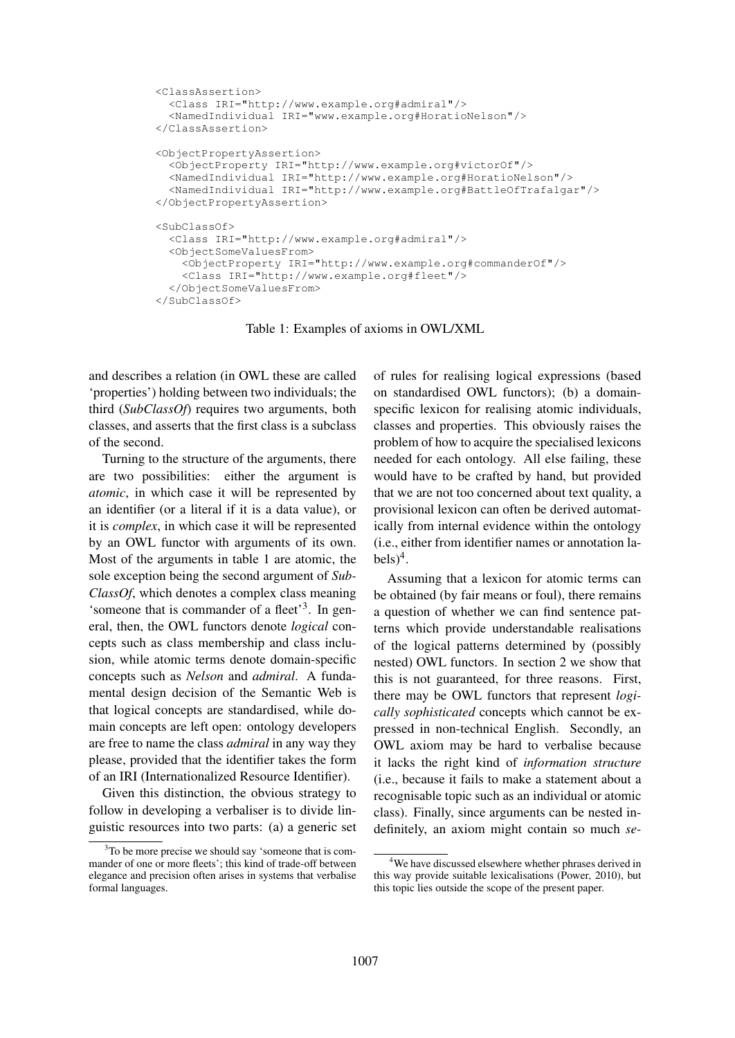```
<ClassAssertion>
  <Class IRI="http://www.example.org#admiral"/>
  <NamedIndividual IRI="www.example.org#HoratioNelson"/>
</ClassAssertion>

<ObjectPropertyAssertion>
  <ObjectProperty IRI="http://www.example.org#victorOf"/>
  <NamedIndividual IRI="http://www.example.org#HoratioNelson"/>
  <NamedIndividual IRI="http://www.example.org#BattleOfTrafalgar"/>
</ObjectPropertyAssertion>

<SubClassOf>
  <Class IRI="http://www.example.org#admiral"/>
  <ObjectSomeValuesFrom>
    <ObjectProperty IRI="http://www.example.org#commanderOf"/>
    <Class IRI="http://www.example.org#fleet"/>
  </ObjectSomeValuesFrom>
</SubClassOf>
```

Table 1: Examples of axioms in OWL/XML

and describes a relation (in OWL these are called 'properties') holding between two individuals; the third (*SubClassOf*) requires two arguments, both classes, and asserts that the first class is a subclass of the second.

Turning to the structure of the arguments, there are two possibilities: either the argument is *atomic*, in which case it will be represented by an identifier (or a literal if it is a data value), or it is *complex*, in which case it will be represented by an OWL functor with arguments of its own. Most of the arguments in table 1 are atomic, the sole exception being the second argument of *SubClassOf*, which denotes a complex class meaning 'someone that is commander of a fleet'[3]. In general, then, the OWL functors denote *logical* concepts such as class membership and class inclusion, while atomic terms denote domain-specific concepts such as *Nelson* and *admiral*. A fundamental design decision of the Semantic Web is that logical concepts are standardised, while domain concepts are left open: ontology developers are free to name the class *admiral* in any way they please, provided that the identifier takes the form of an IRI (Internationalized Resource Identifier).

Given this distinction, the obvious strategy to follow in developing a verbaliser is to divide linguistic resources into two parts: (a) a generic set of rules for realising logical expressions (based on standardised OWL functors); (b) a domain-specific lexicon for realising atomic individuals, classes and properties. This obviously raises the problem of how to acquire the specialised lexicons needed for each ontology. All else failing, these would have to be crafted by hand, but provided that we are not too concerned about text quality, a provisional lexicon can often be derived automatically from internal evidence within the ontology (i.e., either from identifier names or annotation labels)[4].

Assuming that a lexicon for atomic terms can be obtained (by fair means or foul), there remains a question of whether we can find sentence patterns which provide understandable realisations of the logical patterns determined by (possibly nested) OWL functors. In section 2 we show that this is not guaranteed, for three reasons. First, there may be OWL functors that represent *logically sophisticated* concepts which cannot be expressed in non-technical English. Secondly, an OWL axiom may be hard to verbalise because it lacks the right kind of *information structure* (i.e., because it fails to make a statement about a recognisable topic such as an individual or atomic class). Finally, since arguments can be nested indefinitely, an axiom might contain so much *se-*

[3]To be more precise we should say 'someone that is commander of one or more fleets'; this kind of trade-off between elegance and precision often arises in systems that verbalise formal languages.

[4]We have discussed elsewhere whether phrases derived in this way provide suitable lexicalisations (Power, 2010), but this topic lies outside the scope of the present paper.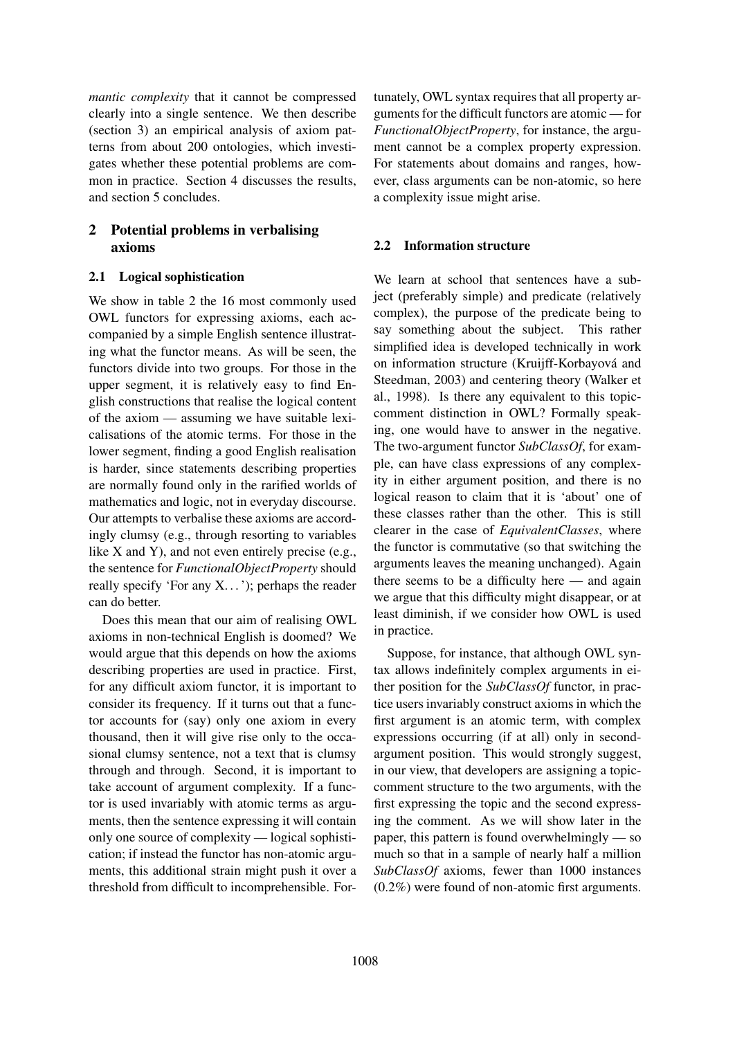*mantic complexity* that it cannot be compressed clearly into a single sentence. We then describe (section 3) an empirical analysis of axiom patterns from about 200 ontologies, which investigates whether these potential problems are common in practice. Section 4 discusses the results, and section 5 concludes.

## 2 Potential problems in verbalising axioms

### 2.1 Logical sophistication

We show in table 2 the 16 most commonly used OWL functors for expressing axioms, each accompanied by a simple English sentence illustrating what the functor means. As will be seen, the functors divide into two groups. For those in the upper segment, it is relatively easy to find English constructions that realise the logical content of the axiom — assuming we have suitable lexicalisations of the atomic terms. For those in the lower segment, finding a good English realisation is harder, since statements describing properties are normally found only in the rarified worlds of mathematics and logic, not in everyday discourse. Our attempts to verbalise these axioms are accordingly clumsy (e.g., through resorting to variables like X and Y), and not even entirely precise (e.g., the sentence for *FunctionalObjectProperty* should really specify 'For any X...'); perhaps the reader can do better.

Does this mean that our aim of realising OWL axioms in non-technical English is doomed? We would argue that this depends on how the axioms describing properties are used in practice. First, for any difficult axiom functor, it is important to consider its frequency. If it turns out that a functor accounts for (say) only one axiom in every thousand, then it will give rise only to the occasional clumsy sentence, not a text that is clumsy through and through. Second, it is important to take account of argument complexity. If a functor is used invariably with atomic terms as arguments, then the sentence expressing it will contain only one source of complexity — logical sophistication; if instead the functor has non-atomic arguments, this additional strain might push it over a threshold from difficult to incomprehensible. Fortunately, OWL syntax requires that all property arguments for the difficult functors are atomic — for *FunctionalObjectProperty*, for instance, the argument cannot be a complex property expression. For statements about domains and ranges, however, class arguments can be non-atomic, so here a complexity issue might arise.

### 2.2 Information structure

We learn at school that sentences have a subject (preferably simple) and predicate (relatively complex), the purpose of the predicate being to say something about the subject. This rather simplified idea is developed technically in work on information structure (Kruijff-Korbayová and Steedman, 2003) and centering theory (Walker et al., 1998). Is there any equivalent to this topic-comment distinction in OWL? Formally speaking, one would have to answer in the negative. The two-argument functor *SubClassOf*, for example, can have class expressions of any complexity in either argument position, and there is no logical reason to claim that it is 'about' one of these classes rather than the other. This is still clearer in the case of *EquivalentClasses*, where the functor is commutative (so that switching the arguments leaves the meaning unchanged). Again there seems to be a difficulty here — and again we argue that this difficulty might disappear, or at least diminish, if we consider how OWL is used in practice.

Suppose, for instance, that although OWL syntax allows indefinitely complex arguments in either position for the *SubClassOf* functor, in practice users invariably construct axioms in which the first argument is an atomic term, with complex expressions occurring (if at all) only in second-argument position. This would strongly suggest, in our view, that developers are assigning a topic-comment structure to the two arguments, with the first expressing the topic and the second expressing the comment. As we will show later in the paper, this pattern is found overwhelmingly — so much so that in a sample of nearly half a million *SubClassOf* axioms, fewer than 1000 instances (0.2%) were found of non-atomic first arguments.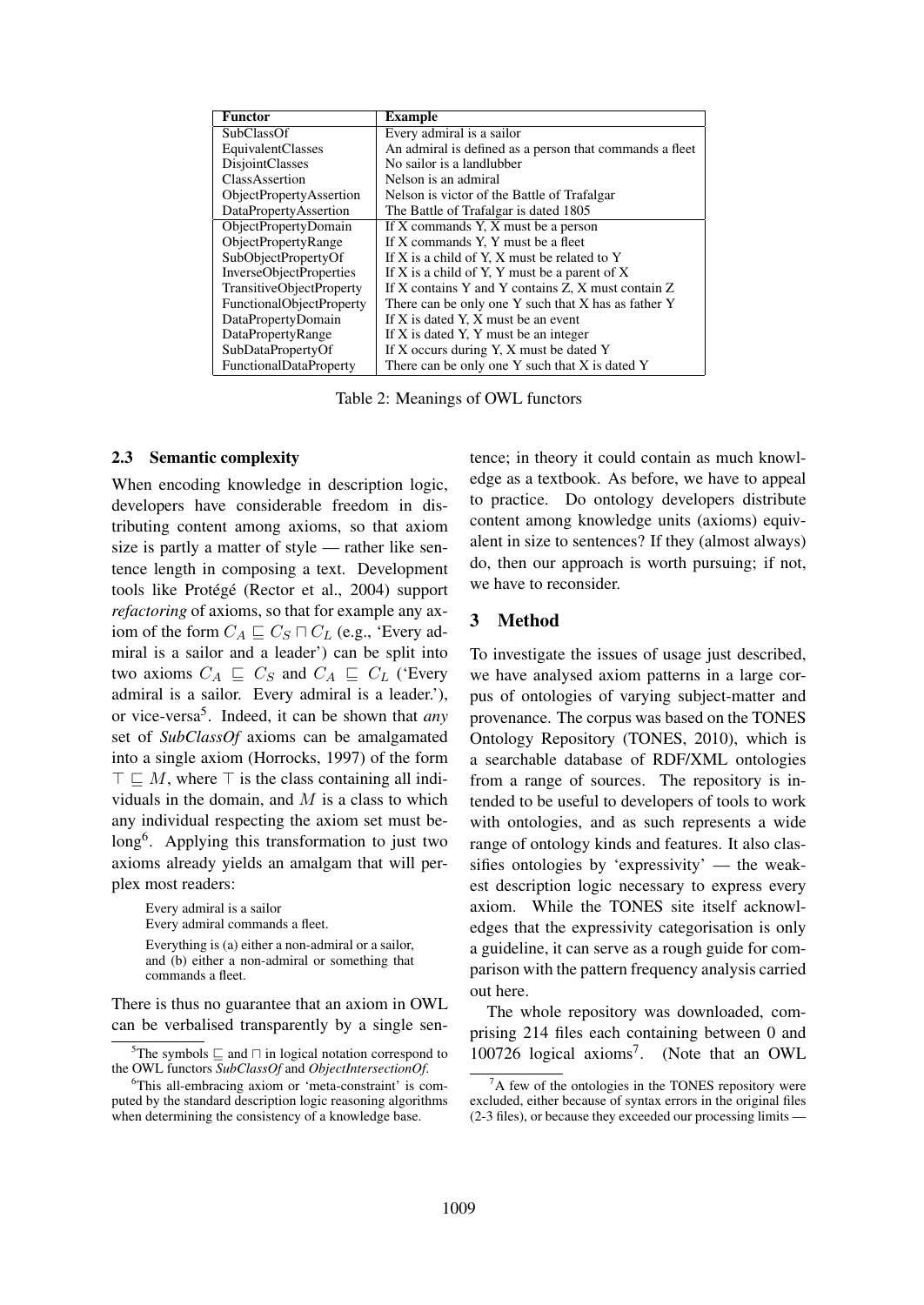| Functor | Example |
|---|---|
| SubClassOf | Every admiral is a sailor |
| EquivalentClasses | An admiral is defined as a person that commands a fleet |
| DisjointClasses | No sailor is a landlubber |
| ClassAssertion | Nelson is an admiral |
| ObjectPropertyAssertion | Nelson is victor of the Battle of Trafalgar |
| DataPropertyAssertion | The Battle of Trafalgar is dated 1805 |
| ObjectPropertyDomain | If X commands Y, X must be a person |
| ObjectPropertyRange | If X commands Y, Y must be a fleet |
| SubObjectPropertyOf | If X is a child of Y, X must be related to Y |
| InverseObjectProperties | If X is a child of Y, Y must be a parent of X |
| TransitiveObjectProperty | If X contains Y and Y contains Z, X must contain Z |
| FunctionalObjectProperty | There can be only one Y such that X has as father Y |
| DataPropertyDomain | If X is dated Y, X must be an event |
| DataPropertyRange | If X is dated Y, Y must be an integer |
| SubDataPropertyOf | If X occurs during Y, X must be dated Y |
| FunctionalDataProperty | There can be only one Y such that X is dated Y |

Table 2: Meanings of OWL functors

### 2.3 Semantic complexity

When encoding knowledge in description logic, developers have considerable freedom in distributing content among axioms, so that axiom size is partly a matter of style — rather like sentence length in composing a text. Development tools like Protégé (Rector et al., 2004) support *refactoring* of axioms, so that for example any axiom of the form $C_A \sqsubseteq C_S \sqcap C_L$ (e.g., 'Every admiral is a sailor and a leader') can be split into two axioms $C_A \sqsubseteq C_S$ and $C_A \sqsubseteq C_L$ ('Every admiral is a sailor. Every admiral is a leader.'), or vice-versa[5]. Indeed, it can be shown that *any* set of *SubClassOf* axioms can be amalgamated into a single axiom (Horrocks, 1997) of the form $\top \sqsubseteq M$, where $\top$ is the class containing all individuals in the domain, and $M$ is a class to which any individual respecting the axiom set must belong[6]. Applying this transformation to just two axioms already yields an amalgam that will perplex most readers:

> Every admiral is a sailor
> Every admiral commands a fleet.
>
> Everything is (a) either a non-admiral or a sailor, and (b) either a non-admiral or something that commands a fleet.

There is thus no guarantee that an axiom in OWL can be verbalised transparently by a single sentence; in theory it could contain as much knowledge as a textbook. As before, we have to appeal to practice. Do ontology developers distribute content among knowledge units (axioms) equivalent in size to sentences? If they (almost always) do, then our approach is worth pursuing; if not, we have to reconsider.

## 3 Method

To investigate the issues of usage just described, we have analysed axiom patterns in a large corpus of ontologies of varying subject-matter and provenance. The corpus was based on the TONES Ontology Repository (TONES, 2010), which is a searchable database of RDF/XML ontologies from a range of sources. The repository is intended to be useful to developers of tools to work with ontologies, and as such represents a wide range of ontology kinds and features. It also classifies ontologies by 'expressivity' — the weakest description logic necessary to express every axiom. While the TONES site itself acknowledges that the expressivity categorisation is only a guideline, it can serve as a rough guide for comparison with the pattern frequency analysis carried out here.

The whole repository was downloaded, comprising 214 files each containing between 0 and 100726 logical axioms[7]. (Note that an OWL

[5] The symbols $\sqsubseteq$ and $\sqcap$ in logical notation correspond to the OWL functors *SubClassOf* and *ObjectIntersectionOf*.

[6] This all-embracing axiom or 'meta-constraint' is computed by the standard description logic reasoning algorithms when determining the consistency of a knowledge base.

[7] A few of the ontologies in the TONES repository were excluded, either because of syntax errors in the original files (2-3 files), or because they exceeded our processing limits —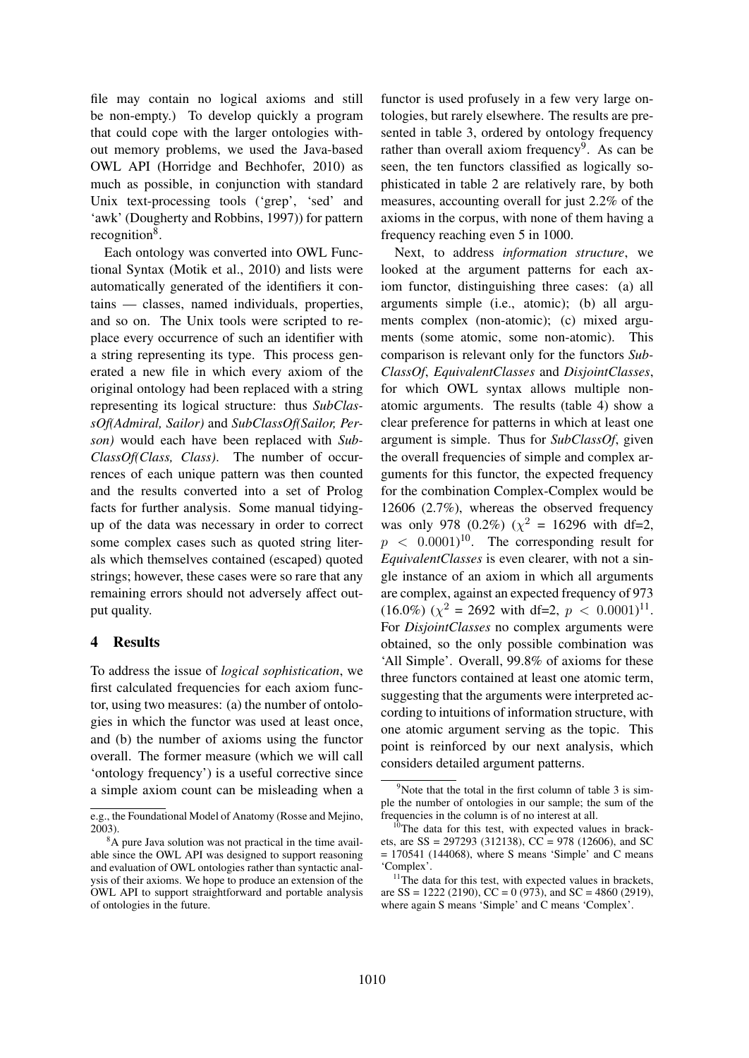file may contain no logical axioms and still be non-empty.) To develop quickly a program that could cope with the larger ontologies without memory problems, we used the Java-based OWL API (Horridge and Bechhofer, 2010) as much as possible, in conjunction with standard Unix text-processing tools ('grep', 'sed' and 'awk' (Dougherty and Robbins, 1997)) for pattern recognition[8].

Each ontology was converted into OWL Functional Syntax (Motik et al., 2010) and lists were automatically generated of the identifiers it contains — classes, named individuals, properties, and so on. The Unix tools were scripted to replace every occurrence of such an identifier with a string representing its type. This process generated a new file in which every axiom of the original ontology had been replaced with a string representing its logical structure: thus *SubClassOf(Admiral, Sailor)* and *SubClassOf(Sailor, Person)* would each have been replaced with *SubClassOf(Class, Class)*. The number of occurrences of each unique pattern was then counted and the results converted into a set of Prolog facts for further analysis. Some manual tidying-up of the data was necessary in order to correct some complex cases such as quoted string literals which themselves contained (escaped) quoted strings; however, these cases were so rare that any remaining errors should not adversely affect output quality.

## 4 Results

To address the issue of *logical sophistication*, we first calculated frequencies for each axiom functor, using two measures: (a) the number of ontologies in which the functor was used at least once, and (b) the number of axioms using the functor overall. The former measure (which we will call 'ontology frequency') is a useful corrective since a simple axiom count can be misleading when a functor is used profusely in a few very large ontologies, but rarely elsewhere. The results are presented in table 3, ordered by ontology frequency rather than overall axiom frequency[9]. As can be seen, the ten functors classified as logically sophisticated in table 2 are relatively rare, by both measures, accounting overall for just 2.2% of the axioms in the corpus, with none of them having a frequency reaching even 5 in 1000.

Next, to address *information structure*, we looked at the argument patterns for each axiom functor, distinguishing three cases: (a) all arguments simple (i.e., atomic); (b) all arguments complex (non-atomic); (c) mixed arguments (some atomic, some non-atomic). This comparison is relevant only for the functors *SubClassOf*, *EquivalentClasses* and *DisjointClasses*, for which OWL syntax allows multiple non-atomic arguments. The results (table 4) show a clear preference for patterns in which at least one argument is simple. Thus for *SubClassOf*, given the overall frequencies of simple and complex arguments for this functor, the expected frequency for the combination Complex-Complex would be 12606 (2.7%), whereas the observed frequency was only 978 (0.2%) ($\chi^2$ = 16296 with df=2, $p < 0.0001$)[10]. The corresponding result for *EquivalentClasses* is even clearer, with not a single instance of an axiom in which all arguments are complex, against an expected frequency of 973 (16.0%) ($\chi^2$ = 2692 with df=2, $p < 0.0001$)[11]. For *DisjointClasses* no complex arguments were obtained, so the only possible combination was 'All Simple'. Overall, 99.8% of axioms for these three functors contained at least one atomic term, suggesting that the arguments were interpreted according to intuitions of information structure, with one atomic argument serving as the topic. This point is reinforced by our next analysis, which considers detailed argument patterns.

---

e.g., the Foundational Model of Anatomy (Rosse and Mejino, 2003).

[8] A pure Java solution was not practical in the time available since the OWL API was designed to support reasoning and evaluation of OWL ontologies rather than syntactic analysis of their axioms. We hope to produce an extension of the OWL API to support straightforward and portable analysis of ontologies in the future.

[9] Note that the total in the first column of table 3 is simple the number of ontologies in our sample; the sum of the frequencies in the column is of no interest at all.

[10] The data for this test, with expected values in brackets, are SS = 297293 (312138), CC = 978 (12606), and SC = 170541 (144068), where S means 'Simple' and C means 'Complex'.

[11] The data for this test, with expected values in brackets, are SS = 1222 (2190), CC = 0 (973), and SC = 4860 (2919), where again S means 'Simple' and C means 'Complex'.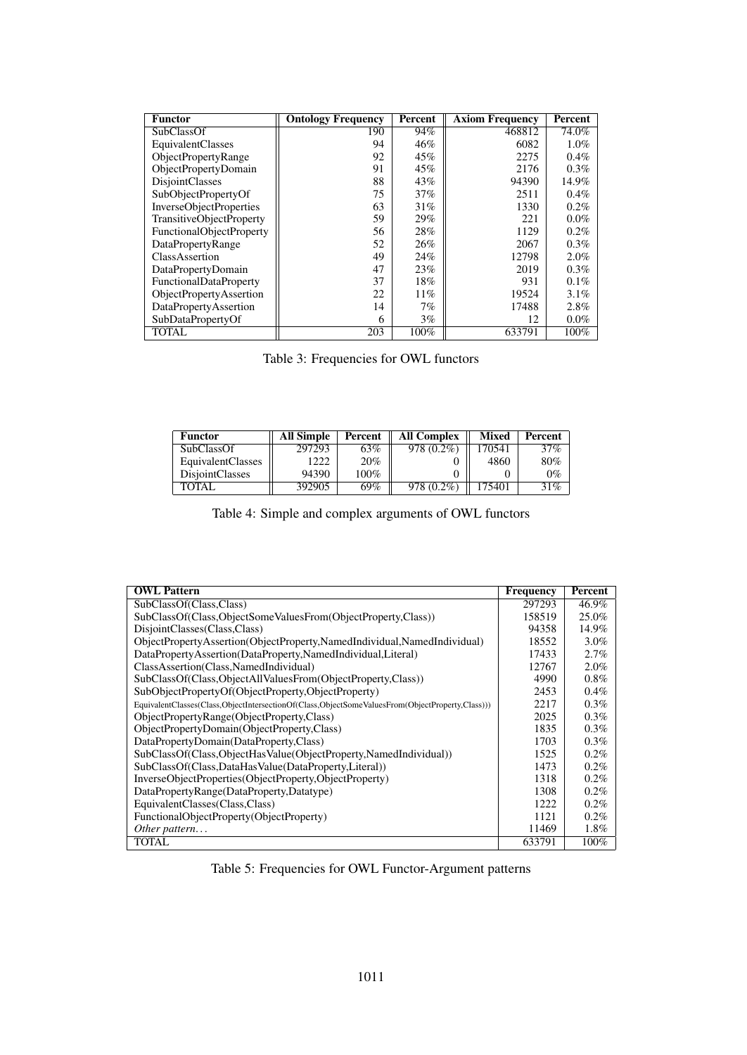| Functor | Ontology Frequency | Percent | Axiom Frequency | Percent |
|---|---|---|---|---|
| SubClassOf | 190 | 94% | 468812 | 74.0% |
| EquivalentClasses | 94 | 46% | 6082 | 1.0% |
| ObjectPropertyRange | 92 | 45% | 2275 | 0.4% |
| ObjectPropertyDomain | 91 | 45% | 2176 | 0.3% |
| DisjointClasses | 88 | 43% | 94390 | 14.9% |
| SubObjectPropertyOf | 75 | 37% | 2511 | 0.4% |
| InverseObjectProperties | 63 | 31% | 1330 | 0.2% |
| TransitiveObjectProperty | 59 | 29% | 221 | 0.0% |
| FunctionalObjectProperty | 56 | 28% | 1129 | 0.2% |
| DataPropertyRange | 52 | 26% | 2067 | 0.3% |
| ClassAssertion | 49 | 24% | 12798 | 2.0% |
| DataPropertyDomain | 47 | 23% | 2019 | 0.3% |
| FunctionalDataProperty | 37 | 18% | 931 | 0.1% |
| ObjectPropertyAssertion | 22 | 11% | 19524 | 3.1% |
| DataPropertyAssertion | 14 | 7% | 17488 | 2.8% |
| SubDataPropertyOf | 6 | 3% | 12 | 0.0% |
| TOTAL | 203 | 100% | 633791 | 100% |

Table 3: Frequencies for OWL functors

| Functor | All Simple | Percent | All Complex | Mixed | Percent |
|---|---|---|---|---|---|
| SubClassOf | 297293 | 63% | 978 (0.2%) | 170541 | 37% |
| EquivalentClasses | 1222 | 20% | 0 | 4860 | 80% |
| DisjointClasses | 94390 | 100% | 0 | 0 | 0% |
| TOTAL | 392905 | 69% | 978 (0.2%) | 175401 | 31% |

Table 4: Simple and complex arguments of OWL functors

| OWL Pattern | Frequency | Percent |
|---|---|---|
| SubClassOf(Class,Class) | 297293 | 46.9% |
| SubClassOf(Class,ObjectSomeValuesFrom(ObjectProperty,Class)) | 158519 | 25.0% |
| DisjointClasses(Class,Class) | 94358 | 14.9% |
| ObjectPropertyAssertion(ObjectProperty,NamedIndividual,NamedIndividual) | 18552 | 3.0% |
| DataPropertyAssertion(DataProperty,NamedIndividual,Literal) | 17433 | 2.7% |
| ClassAssertion(Class,NamedIndividual) | 12767 | 2.0% |
| SubClassOf(Class,ObjectAllValuesFrom(ObjectProperty,Class)) | 4990 | 0.8% |
| SubObjectPropertyOf(ObjectProperty,ObjectProperty) | 2453 | 0.4% |
| EquivalentClasses(Class,ObjectIntersectionOf(Class,ObjectSomeValuesFrom(ObjectProperty,Class))) | 2217 | 0.3% |
| ObjectPropertyRange(ObjectProperty,Class) | 2025 | 0.3% |
| ObjectPropertyDomain(ObjectProperty,Class) | 1835 | 0.3% |
| DataPropertyDomain(DataProperty,Class) | 1703 | 0.3% |
| SubClassOf(Class,ObjectHasValue(ObjectProperty,NamedIndividual)) | 1525 | 0.2% |
| SubClassOf(Class,DataHasValue(DataProperty,Literal)) | 1473 | 0.2% |
| InverseObjectProperties(ObjectProperty,ObjectProperty) | 1318 | 0.2% |
| DataPropertyRange(DataProperty,Datatype) | 1308 | 0.2% |
| EquivalentClasses(Class,Class) | 1222 | 0.2% |
| FunctionalObjectProperty(ObjectProperty) | 1121 | 0.2% |
| *Other pattern…* | 11469 | 1.8% |
| TOTAL | 633791 | 100% |

Table 5: Frequencies for OWL Functor-Argument patterns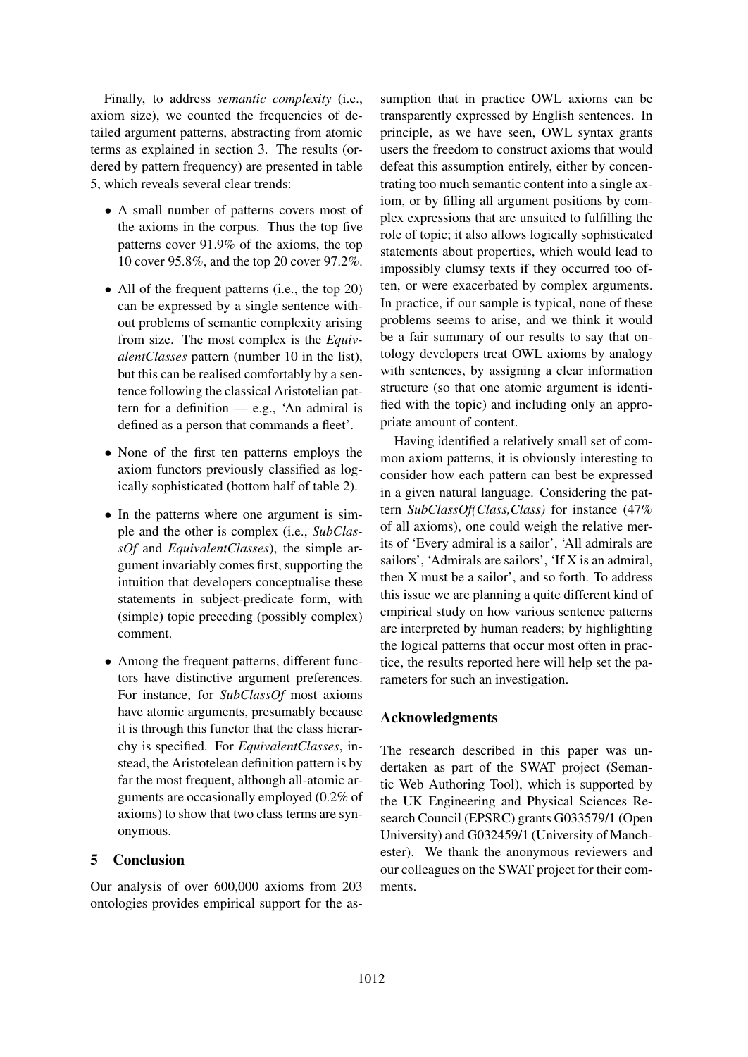Finally, to address *semantic complexity* (i.e., axiom size), we counted the frequencies of detailed argument patterns, abstracting from atomic terms as explained in section 3. The results (ordered by pattern frequency) are presented in table 5, which reveals several clear trends:

- A small number of patterns covers most of the axioms in the corpus. Thus the top five patterns cover 91.9% of the axioms, the top 10 cover 95.8%, and the top 20 cover 97.2%.
- All of the frequent patterns (i.e., the top 20) can be expressed by a single sentence without problems of semantic complexity arising from size. The most complex is the *EquivalentClasses* pattern (number 10 in the list), but this can be realised comfortably by a sentence following the classical Aristotelian pattern for a definition — e.g., 'An admiral is defined as a person that commands a fleet'.
- None of the first ten patterns employs the axiom functors previously classified as logically sophisticated (bottom half of table 2).
- In the patterns where one argument is simple and the other is complex (i.e., *SubClassOf* and *EquivalentClasses*), the simple argument invariably comes first, supporting the intuition that developers conceptualise these statements in subject-predicate form, with (simple) topic preceding (possibly complex) comment.
- Among the frequent patterns, different functors have distinctive argument preferences. For instance, for *SubClassOf* most axioms have atomic arguments, presumably because it is through this functor that the class hierarchy is specified. For *EquivalentClasses*, instead, the Aristotelean definition pattern is by far the most frequent, although all-atomic arguments are occasionally employed (0.2% of axioms) to show that two class terms are synonymous.

## 5 Conclusion

Our analysis of over 600,000 axioms from 203 ontologies provides empirical support for the assumption that in practice OWL axioms can be transparently expressed by English sentences. In principle, as we have seen, OWL syntax grants users the freedom to construct axioms that would defeat this assumption entirely, either by concentrating too much semantic content into a single axiom, or by filling all argument positions by complex expressions that are unsuited to fulfilling the role of topic; it also allows logically sophisticated statements about properties, which would lead to impossibly clumsy texts if they occurred too often, or were exacerbated by complex arguments. In practice, if our sample is typical, none of these problems seems to arise, and we think it would be a fair summary of our results to say that ontology developers treat OWL axioms by analogy with sentences, by assigning a clear information structure (so that one atomic argument is identified with the topic) and including only an appropriate amount of content.

Having identified a relatively small set of common axiom patterns, it is obviously interesting to consider how each pattern can best be expressed in a given natural language. Considering the pattern *SubClassOf(Class,Class)* for instance (47% of all axioms), one could weigh the relative merits of 'Every admiral is a sailor', 'All admirals are sailors', 'Admirals are sailors', 'If X is an admiral, then X must be a sailor', and so forth. To address this issue we are planning a quite different kind of empirical study on how various sentence patterns are interpreted by human readers; by highlighting the logical patterns that occur most often in practice, the results reported here will help set the parameters for such an investigation.

## Acknowledgments

The research described in this paper was undertaken as part of the SWAT project (Semantic Web Authoring Tool), which is supported by the UK Engineering and Physical Sciences Research Council (EPSRC) grants G033579/1 (Open University) and G032459/1 (University of Manchester). We thank the anonymous reviewers and our colleagues on the SWAT project for their comments.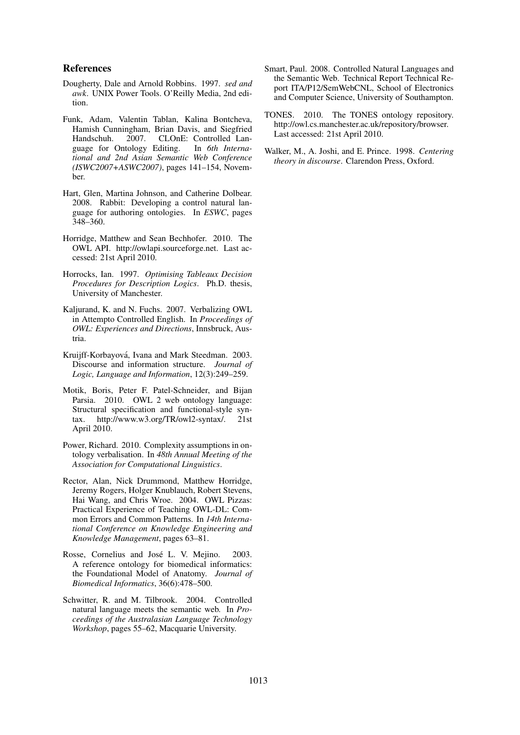## References

Dougherty, Dale and Arnold Robbins. 1997. *sed and awk*. UNIX Power Tools. O'Reilly Media, 2nd edition.

Funk, Adam, Valentin Tablan, Kalina Bontcheva, Hamish Cunningham, Brian Davis, and Siegfried Handschuh. 2007. CLOnE: Controlled Language for Ontology Editing. In *6th International and 2nd Asian Semantic Web Conference (ISWC2007+ASWC2007)*, pages 141–154, November.

Hart, Glen, Martina Johnson, and Catherine Dolbear. 2008. Rabbit: Developing a control natural language for authoring ontologies. In *ESWC*, pages 348–360.

Horridge, Matthew and Sean Bechhofer. 2010. The OWL API. http://owlapi.sourceforge.net. Last accessed: 21st April 2010.

Horrocks, Ian. 1997. *Optimising Tableaux Decision Procedures for Description Logics*. Ph.D. thesis, University of Manchester.

Kaljurand, K. and N. Fuchs. 2007. Verbalizing OWL in Attempto Controlled English. In *Proceedings of OWL: Experiences and Directions*, Innsbruck, Austria.

Kruijff-Korbayová, Ivana and Mark Steedman. 2003. Discourse and information structure. *Journal of Logic, Language and Information*, 12(3):249–259.

Motik, Boris, Peter F. Patel-Schneider, and Bijan Parsia. 2010. OWL 2 web ontology language: Structural specification and functional-style syntax. http://www.w3.org/TR/owl2-syntax/. 21st April 2010.

Power, Richard. 2010. Complexity assumptions in ontology verbalisation. In *48th Annual Meeting of the Association for Computational Linguistics*.

Rector, Alan, Nick Drummond, Matthew Horridge, Jeremy Rogers, Holger Knublauch, Robert Stevens, Hai Wang, and Chris Wroe. 2004. OWL Pizzas: Practical Experience of Teaching OWL-DL: Common Errors and Common Patterns. In *14th International Conference on Knowledge Engineering and Knowledge Management*, pages 63–81.

Rosse, Cornelius and José L. V. Mejino. 2003. A reference ontology for biomedical informatics: the Foundational Model of Anatomy. *Journal of Biomedical Informatics*, 36(6):478–500.

Schwitter, R. and M. Tilbrook. 2004. Controlled natural language meets the semantic web. In *Proceedings of the Australasian Language Technology Workshop*, pages 55–62, Macquarie University.

Smart, Paul. 2008. Controlled Natural Languages and the Semantic Web. Technical Report Technical Report ITA/P12/SemWebCNL, School of Electronics and Computer Science, University of Southampton.

TONES. 2010. The TONES ontology repository. http://owl.cs.manchester.ac.uk/repository/browser. Last accessed: 21st April 2010.

Walker, M., A. Joshi, and E. Prince. 1998. *Centering theory in discourse*. Clarendon Press, Oxford.